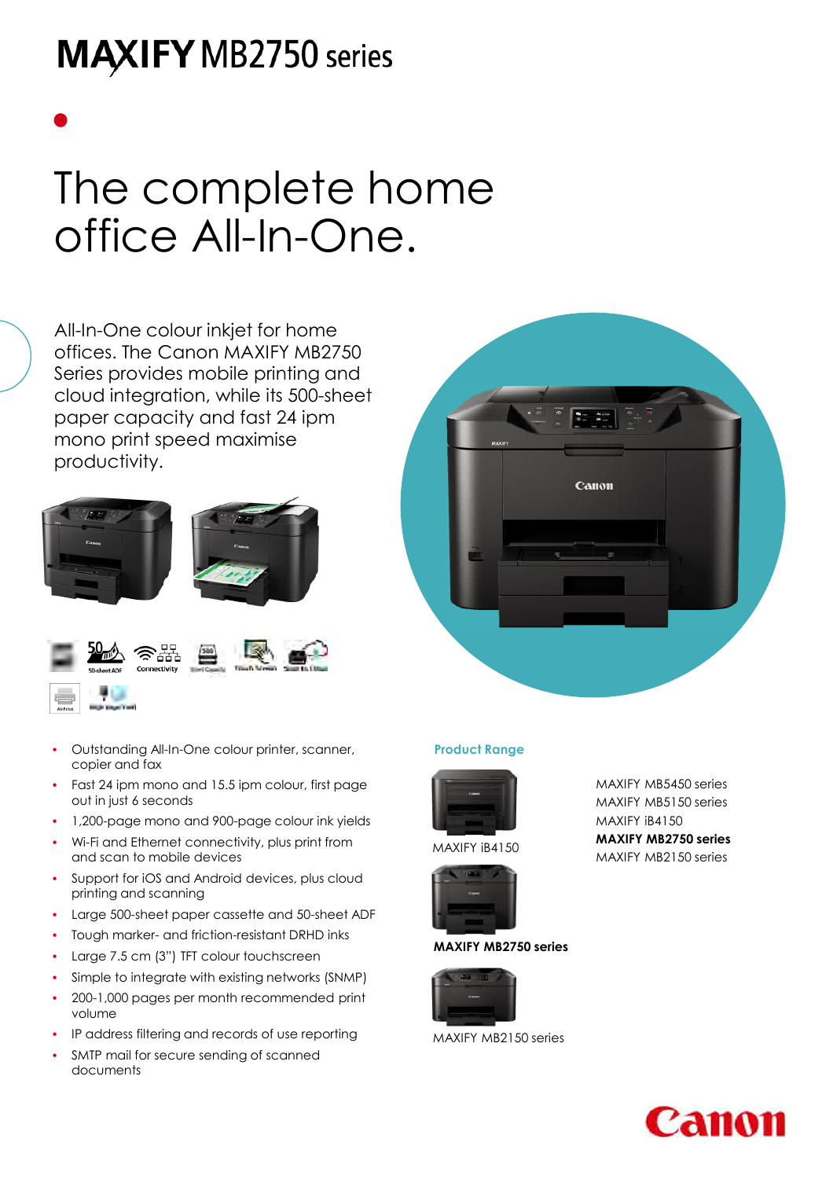# MAXIFY MB2750 series

# The complete home office All-In-One.

All-In-One colour inkjet for home offices. The Canon MAXIFY MB2750 Series provides mobile printing and cloud integration, while its 500-sheet paper capacity and fast 24 ipm mono print speed maximise productivity.

- Outstanding All-In-One colour printer, scanner, copier and fax
- Fast 24 ipm mono and 15.5 ipm colour, first page out in just 6 seconds
- 1,200-page mono and 900-page colour ink yields
- Wi-Fi and Ethernet connectivity, plus print from and scan to mobile devices
- Support for iOS and Android devices, plus cloud printing and scanning
- Large 500-sheet paper cassette and 50-sheet ADF
- Tough marker- and friction-resistant DRHD inks
- Large 7.5 cm (3") TFT colour touchscreen
- Simple to integrate with existing networks (SNMP)
- 200-1,000 pages per month recommended print volume
- IP address filtering and records of use reporting
- SMTP mail for secure sending of scanned documents

## Product Range

MAXIFY iB4150

**MAXIFY MB2750 series**

MAXIFY MB2150 series

- MAXIFY MB5450 series
- MAXIFY MB5150 series
- MAXIFY iB4150
- **MAXIFY MB2750 series**
- MAXIFY MB2150 series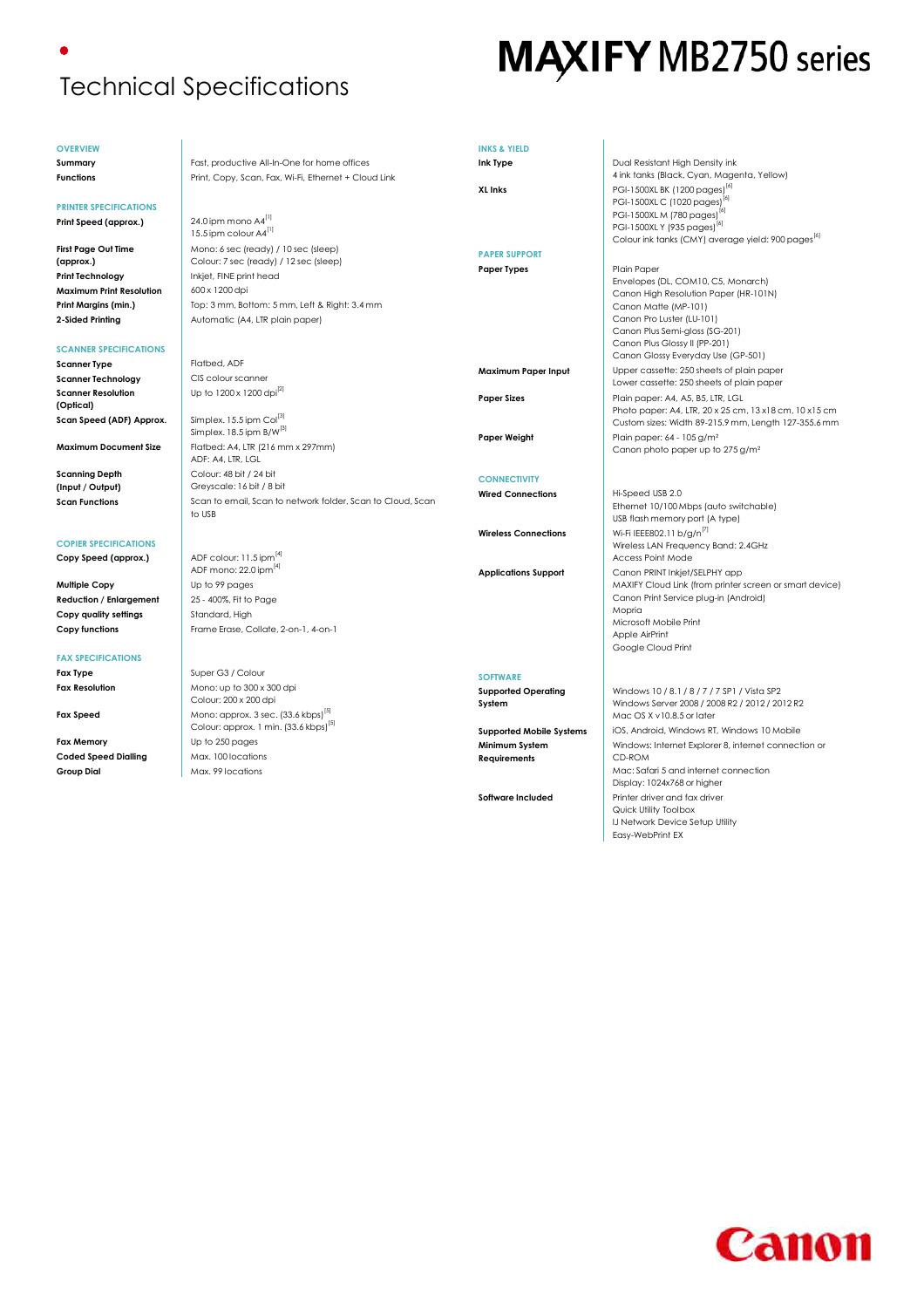# Technical Specifications

## MAXIFY MB2750 series

### OVERVIEW

| | |
|---|---|
| **Summary** | Fast, productive All-In-One for home offices |
| **Functions** | Print, Copy, Scan, Fax, Wi-Fi, Ethernet + Cloud Link |

### PRINTER SPECIFICATIONS

| | |
|---|---|
| **Print Speed (approx.)** | 24.0 ipm mono A4[1]<br>15.5 ipm colour A4[1] |
| **First Page Out Time (approx.)** | Mono: 6 sec (ready) / 10 sec (sleep)<br>Colour: 7 sec (ready) / 12 sec (sleep) |
| **Print Technology** | Inkjet, FINE print head |
| **Maximum Print Resolution** | 600 x 1200 dpi |
| **Print Margins (min.)** | Top: 3 mm, Bottom: 5 mm, Left & Right: 3.4 mm |
| **2-Sided Printing** | Automatic (A4, LTR plain paper) |

### SCANNER SPECIFICATIONS

| | |
|---|---|
| **Scanner Type** | Flatbed, ADF |
| **Scanner Technology** | CIS colour scanner |
| **Scanner Resolution (Optical)** | Up to 1200 x 1200 dpi[2] |
| **Scan Speed (ADF) Approx.** | Simplex. 15.5 ipm Col[3]<br>Simplex. 18.5 ipm B/W[3] |
| **Maximum Document Size** | Flatbed: A4, LTR (216 mm x 297mm)<br>ADF: A4, LTR, LGL |
| **Scanning Depth (Input / Output)** | Colour: 48 bit / 24 bit<br>Greyscale: 16 bit / 8 bit |
| **Scan Functions** | Scan to email, Scan to network folder, Scan to Cloud, Scan to USB |

### COPIER SPECIFICATIONS

| | |
|---|---|
| **Copy Speed (approx.)** | ADF colour: 11.5 ipm[4]<br>ADF mono: 22.0 ipm[4] |
| **Multiple Copy** | Up to 99 pages |
| **Reduction / Enlargement** | 25 - 400%, Fit to Page |
| **Copy quality settings** | Standard, High |
| **Copy functions** | Frame Erase, Collate, 2-on-1, 4-on-1 |

### FAX SPECIFICATIONS

| | |
|---|---|
| **Fax Type** | Super G3 / Colour |
| **Fax Resolution** | Mono: up to 300 x 300 dpi<br>Colour: 200 x 200 dpi |
| **Fax Speed** | Mono: approx. 3 sec. (33.6 kbps)[5]<br>Colour: approx. 1 min. (33.6 kbps)[5] |
| **Fax Memory** | Up to 250 pages |
| **Coded Speed Dialling** | Max. 100 locations |
| **Group Dial** | Max. 99 locations |

### INKS & YIELD

| | |
|---|---|
| **Ink Type** | Dual Resistant High Density ink<br>4 ink tanks (Black, Cyan, Magenta, Yellow) |
| **XL Inks** | PGI-1500XL BK (1200 pages)[6]<br>PGI-1500XL C (1020 pages)[6]<br>PGI-1500XL M (780 pages)[6]<br>PGI-1500XL Y (935 pages)[6]<br>Colour ink tanks (CMY) average yield: 900 pages[6] |

### PAPER SUPPORT

| | |
|---|---|
| **Paper Types** | Plain Paper<br>Envelopes (DL, COM10, C5, Monarch)<br>Canon High Resolution Paper (HR-101N)<br>Canon Matte (MP-101)<br>Canon Pro Luster (LU-101)<br>Canon Plus Semi-gloss (SG-201)<br>Canon Plus Glossy II (PP-201)<br>Canon Glossy Everyday Use (GP-501) |
| **Maximum Paper Input** | Upper cassette: 250 sheets of plain paper<br>Lower cassette: 250 sheets of plain paper |
| **Paper Sizes** | Plain paper: A4, A5, B5, LTR, LGL<br>Photo paper: A4, LTR, 20 x 25 cm, 13 x18 cm, 10 x15 cm<br>Custom sizes: Width 89-215.9 mm, Length 127-355.6 mm |
| **Paper Weight** | Plain paper: 64 - 105 g/m²<br>Canon photo paper up to 275 g/m² |

### CONNECTIVITY

| | |
|---|---|
| **Wired Connections** | Hi-Speed USB 2.0<br>Ethernet 10/100 Mbps (auto switchable)<br>USB flash memory port (A type) |
| **Wireless Connections** | Wi-Fi IEEE802.11 b/g/n[7]<br>Wireless LAN Frequency Band: 2.4GHz<br>Access Point Mode |
| **Applications Support** | Canon PRINT Inkjet/SELPHY app<br>MAXIFY Cloud Link (from printer screen or smart device)<br>Canon Print Service plug-in (Android)<br>Mopria<br>Microsoft Mobile Print<br>Apple AirPrint<br>Google Cloud Print |

### SOFTWARE

| | |
|---|---|
| **Supported Operating System** | Windows 10 / 8.1 / 8 / 7 / 7 SP1 / Vista SP2<br>Windows Server 2008 / 2008 R2 / 2012 / 2012 R2<br>Mac OS X v10.8.5 or later |
| **Supported Mobile Systems** | iOS, Android, Windows RT, Windows 10 Mobile |
| **Minimum System Requirements** | Windows: Internet Explorer 8, internet connection or CD-ROM<br>Mac: Safari 5 and internet connection<br>Display: 1024x768 or higher |
| **Software Included** | Printer driver and fax driver<br>Quick Utility Toolbox<br>IJ Network Device Setup Utility<br>Easy-WebPrint EX |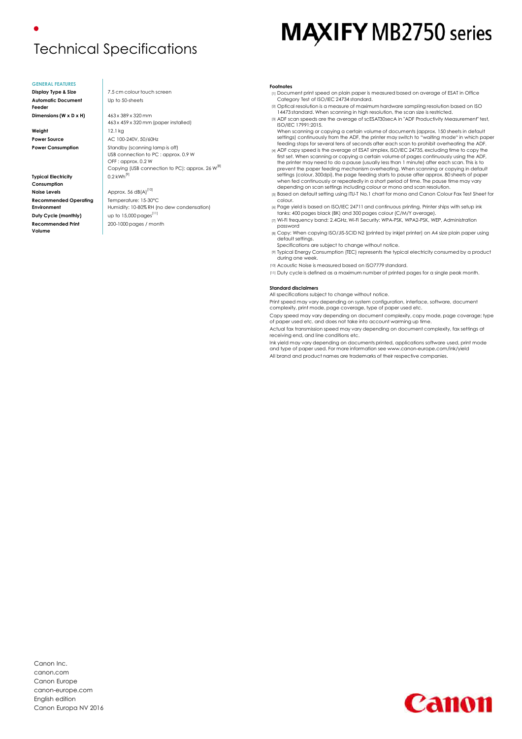# Technical Specifications

# MAXIFY MB2750 series

### GENERAL FEATURES

| | |
|---|---|
| **Display Type & Size** | 7.5 cm colour touch screen |
| **Automatic Document Feeder** | Up to 50-sheets |
| **Dimensions (W x D x H)** | 463 x 389 x 320 mm<br>463 x 459 x 320 mm (paper installed) |
| **Weight** | 12.1 kg |
| **Power Source** | AC 100-240V, 50/60Hz |
| **Power Consumption** | Standby (scanning lamp is off)<br>USB connection to PC : approx. 0.9 W<br>OFF : approx. 0.2 W<br>Copying (USB connection to PC): approx. 26 W [8] |
| **Typical Electricity Consumption** | 0.2 kWh [9] |
| **Noise Levels** | Approx. 56 dB(A) [10] |
| **Recommended Operating Environment** | Temperature: 15-30°C<br>Humidity: 10-80% RH (no dew condensation) |
| **Duty Cycle (monthly)** | up to 15,000 pages [11] |
| **Recommended Print Volume** | 200-1000 pages / month |

**Footnotes**

[1] Document print speed on plain paper is measured based on average of ESAT in Office Category Test of ISO/IEC 24734 standard.

[2] Optical resolution is a measure of maximum hardware sampling resolution based on ISO 14473 standard. When scanning in high resolution, the scan size is restricted.

[3] ADF scan speeds are the average of scESAT30secA in "ADF Productivity Measurement" test, ISO/IEC 17991:2015.
When scanning or copying a certain volume of documents (approx. 150 sheets in default settings) continuously from the ADF, the printer may switch to "waiting mode" in which paper feeding stops for several tens of seconds after each scan to prohibit overheating the ADF.

[4] ADF copy speed is the average of ESAT simplex, ISO/IEC 24735, excluding time to copy the first set. When scanning or copying a certain volume of pages continuously using the ADF, the printer may need to do a pause (usually less than 1 minute) after each scan. This is to prevent the paper feeding mechanism overheating. When scanning or copying in default settings (colour, 300dpi), the page feeding starts to pause after approx. 80 sheets of paper when fed continuously or repeatedly in a short period of time. The pause time may vary depending on scan settings including colour or mono and scan resolution.

[5] Based on default setting using ITU-T No.1 chart for mono and Canon Colour Fax Test Sheet for colour.

[6] Page yield is based on ISO/IEC 24711 and continuous printing. Printer ships with setup ink tanks: 400 pages black (BK) and 300 pages colour (C/M/Y average).

[7] Wi-Fi frequency band: 2.4GHz, Wi-Fi Security: WPA-PSK, WPA2-PSK, WEP, Administration password

[8] Copy: When copying ISO/JIS-SCID N2 (printed by inkjet printer) on A4 size plain paper using default settings.
Specifications are subject to change without notice.

[9] Typical Energy Consumption (TEC) represents the typical electricity consumed by a product during one week.

[10] Acoustic Noise is measured based on ISO7779 standard.

[11] Duty cycle is defined as a maximum number of printed pages for a single peak month.

**Standard disclaimers**

All specifications subject to change without notice.

Print speed may vary depending on system configuration, interface, software, document complexity, print mode, page coverage, type of paper used etc.

Copy speed may vary depending on document complexity, copy mode, page coverage; type of paper used etc. and does not take into account warming up time.

Actual fax transmission speed may vary depending on document complexity, fax settings at receiving end, and line conditions etc.

Ink yield may vary depending on documents printed, applications software used, print mode and type of paper used. For more information see www.canon-europe.com/ink/yield

All brand and product names are trademarks of their respective companies.

Canon Inc.
canon.com
Canon Europe
canon-europe.com
English edition
Canon Europa NV 2016

Canon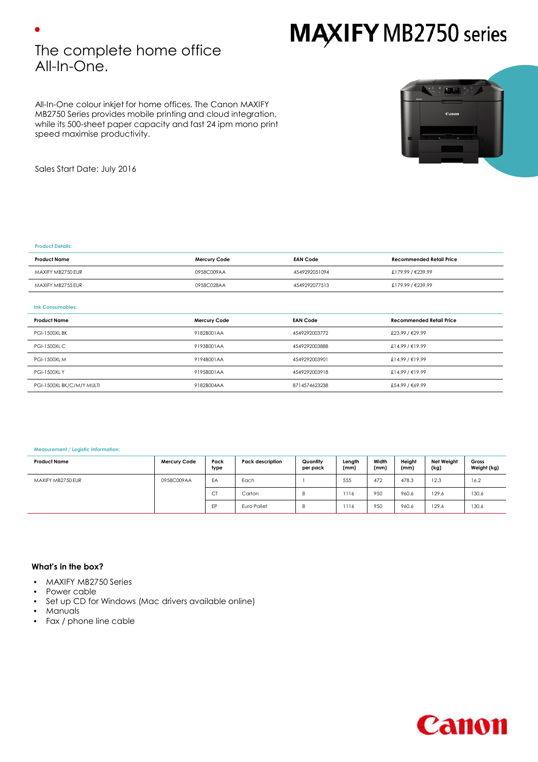# MAXIFY MB2750 series

## The complete home office All-In-One.

All-In-One colour inkjet for home offices. The Canon MAXIFY MB2750 Series provides mobile printing and cloud integration, while its 500-sheet paper capacity and fast 24 ipm mono print speed maximise productivity.

Sales Start Date: July 2016

**Product Details:**

| Product Name | Mercury Code | EAN Code | Recommended Retail Price |
|---|---|---|---|
| MAXIFY MB2750 EUR | 0958C009AA | 4549292051094 | £179.99 / €239.99 |
| MAXIFY MB2755 EUR | 0958C028AA | 4549292077513 | £179.99 / €239.99 |

**Ink Consumables:**

| Product Name | Mercury Code | EAN Code | Recommended Retail Price |
|---|---|---|---|
| PGI-1500XL BK | 9182B001AA | 4549292003772 | £23.99 / €29.99 |
| PGI-1500XL C | 9193B001AA | 4549292003888 | £14.99 / €19.99 |
| PGI-1500XL M | 9194B001AA | 4549292003901 | £14.99 / €19.99 |
| PGI-1500XL Y | 9195B001AA | 4549292003918 | £14.99 / €19.99 |
| PGI-1500XL BK/C/M/Y MULTI | 9182B004AA | 8714574623238 | £54.99 / €69.99 |

**Measurement / Logistic Information:**

| Product Name | Mercury Code | Pack type | Pack description | Quantity per pack | Length (mm) | Width (mm) | Height (mm) | Net Weight (kg) | Gross Weight (kg) |
|---|---|---|---|---|---|---|---|---|---|
| MAXIFY MB2750 EUR | 0958C009AA | EA | Each | 1 | 555 | 472 | 478.3 | 12.3 | 16.2 |
| | | CT | Carton | 8 | 1116 | 950 | 960.6 | 129.6 | 130.6 |
| | | EP | Euro Pallet | 8 | 1116 | 950 | 960.6 | 129.6 | 130.6 |

### What's in the box?

- MAXIFY MB2750 Series
- Power cable
- Set up CD for Windows (Mac drivers available online)
- Manuals
- Fax / phone line cable